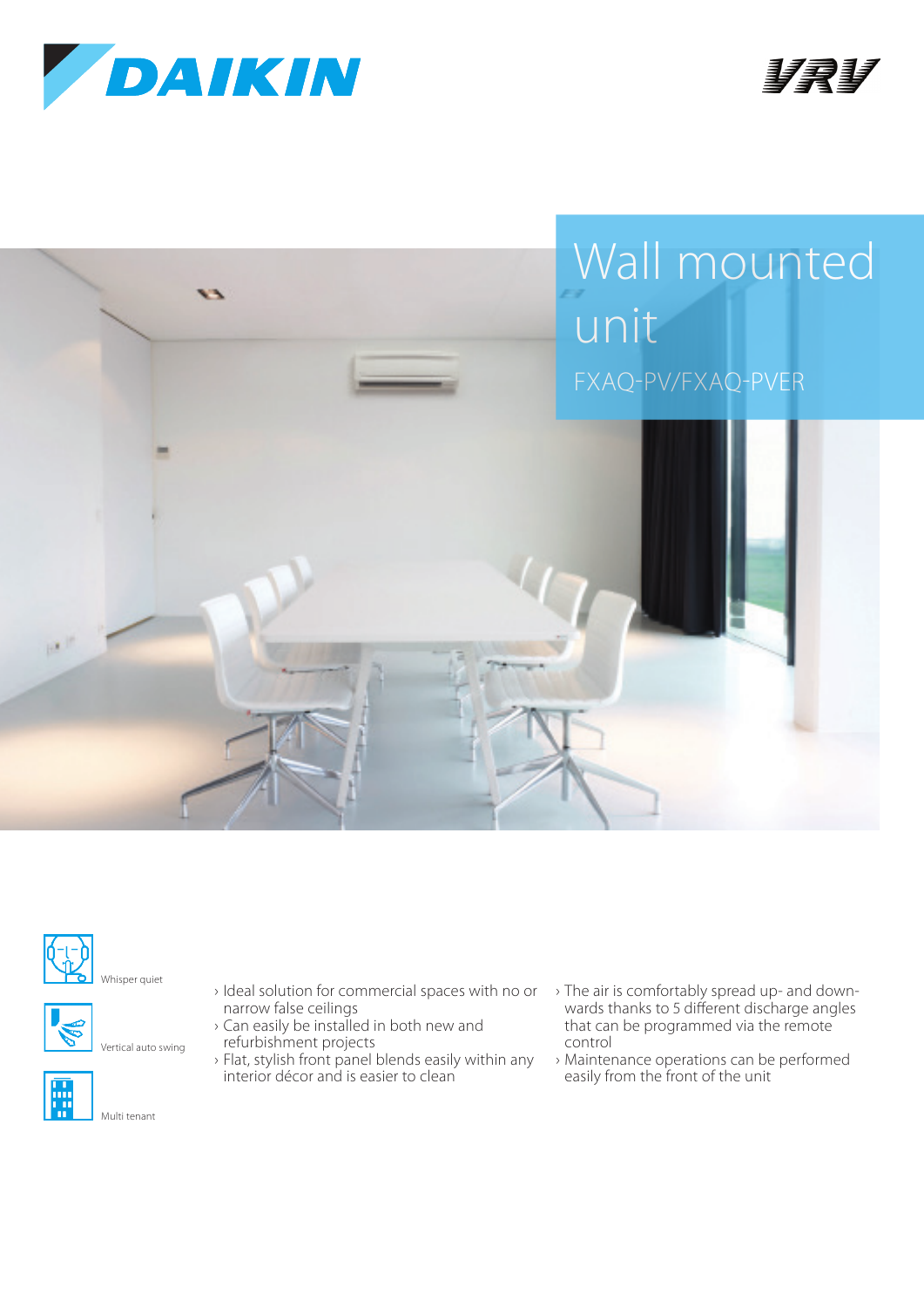DAIKIN

VRV

# Wall mounted unit

FXAQ-PV/FXAQ-PVER

Whisper quiet

Vertical auto swing

Multi tenant

- Ideal solution for commercial spaces with no or narrow false ceilings
- Can easily be installed in both new and refurbishment projects
- Flat, stylish front panel blends easily within any interior décor and is easier to clean
- The air is comfortably spread up- and downwards thanks to 5 different discharge angles that can be programmed via the remote control
- Maintenance operations can be performed easily from the front of the unit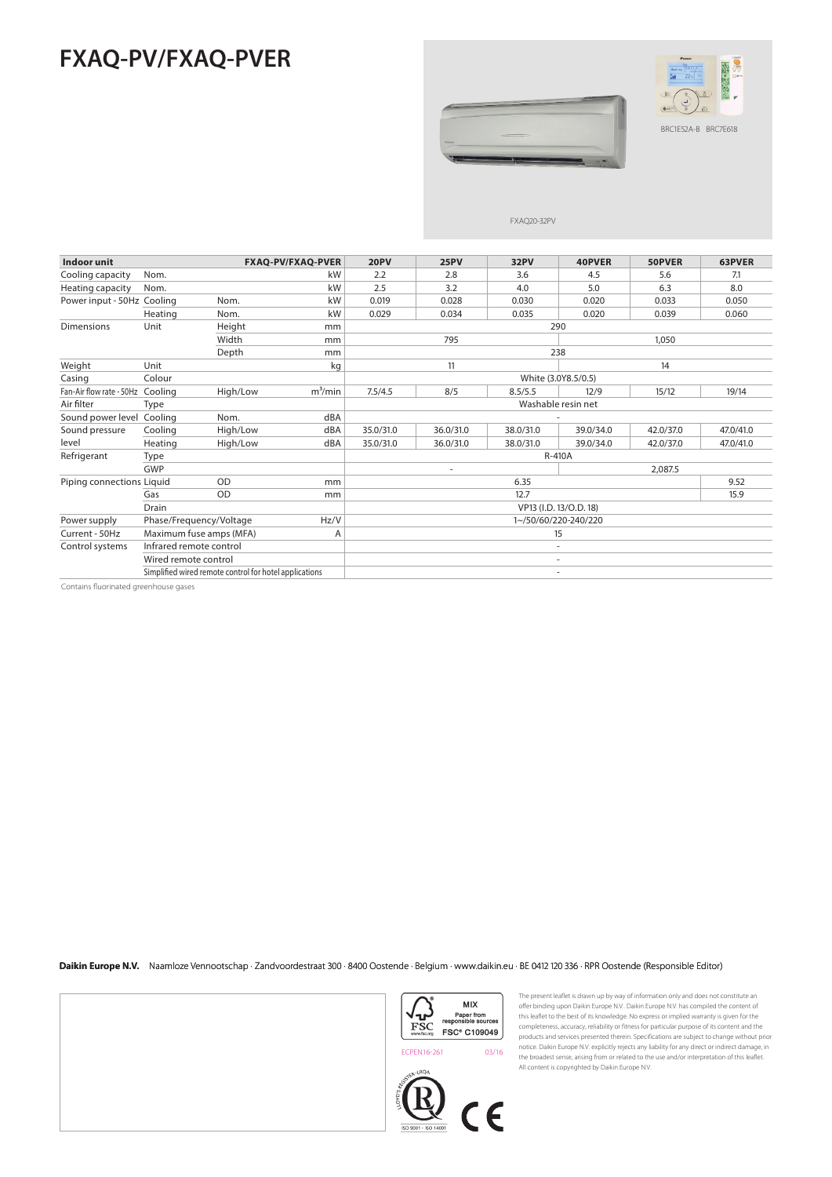# FXAQ-PV/FXAQ-PVER

BRC1E52A-B BRC7E618

FXAQ20-32PV

| Indoor unit | | | FXAQ-PV/FXAQ-PVER | 20PV | 25PV | 32PV | 40PVER | 50PVER | 63PVER |
|---|---|---|---|---|---|---|---|---|---|
| Cooling capacity | Nom. | | kW | 2.2 | 2.8 | 3.6 | 4.5 | 5.6 | 7.1 |
| Heating capacity | Nom. | | kW | 2.5 | 3.2 | 4.0 | 5.0 | 6.3 | 8.0 |
| Power input - 50Hz | Cooling | Nom. | kW | 0.019 | 0.028 | 0.030 | 0.020 | 0.033 | 0.050 |
| | Heating | Nom. | kW | 0.029 | 0.034 | 0.035 | 0.020 | 0.039 | 0.060 |
| Dimensions | Unit | Height | mm | 290 | | | | | |
| | | Width | mm | 795 | | | 1,050 | | |
| | | Depth | mm | 238 | | | | | |
| Weight | Unit | | kg | 11 | | | 14 | | |
| Casing | Colour | | | White (3.0Y8.5/0.5) | | | | | |
| Fan-Air flow rate - 50Hz | Cooling | High/Low | m³/min | 7.5/4.5 | 8/5 | 8.5/5.5 | 12/9 | 15/12 | 19/14 |
| Air filter | Type | | | Washable resin net | | | | | |
| Sound power level | Cooling | Nom. | dBA | - | | | | | |
| Sound pressure level | Cooling | High/Low | dBA | 35.0/31.0 | 36.0/31.0 | 38.0/31.0 | 39.0/34.0 | 42.0/37.0 | 47.0/41.0 |
| | Heating | High/Low | dBA | 35.0/31.0 | 36.0/31.0 | 38.0/31.0 | 39.0/34.0 | 42.0/37.0 | 47.0/41.0 |
| Refrigerant | Type | | | R-410A | | | | | |
| | GWP | | | - | | | 2,087.5 | | |
| Piping connections | Liquid | OD | mm | 6.35 | | | | | 9.52 |
| | Gas | OD | mm | 12.7 | | | | | 15.9 |
| | Drain | | | VP13 (I.D. 13/O.D. 18) | | | | | |
| Power supply | Phase/Frequency/Voltage | | Hz/V | 1~/50/60/220-240/220 | | | | | |
| Current - 50Hz | Maximum fuse amps (MFA) | | A | 15 | | | | | |
| Control systems | Infrared remote control | | | - | | | | | |
| | Wired remote control | | | - | | | | | |
| | Simplified wired remote control for hotel applications | | | - | | | | | |

Contains fluorinated greenhouse gases

**Daikin Europe N.V.** Naamloze Vennootschap · Zandvoordestraat 300 · 8400 Oostende · Belgium · www.daikin.eu · BE 0412 120 336 · RPR Oostende (Responsible Editor)

MIX Paper from responsible sources FSC® C109049

ECPEN16-261 03/16

ISO 9001 · ISO 14001

The present leaflet is drawn up by way of information only and does not constitute an offer binding upon Daikin Europe N.V.. Daikin Europe N.V. has compiled the content of this leaflet to the best of its knowledge. No express or implied warranty is given for the completeness, accuracy, reliability or fitness for particular purpose of its content and the products and services presented therein. Specifications are subject to change without prior notice. Daikin Europe N.V. explicitly rejects any liability for any direct or indirect damage, in the broadest sense, arising from or related to the use and/or interpretation of this leaflet. All content is copyrighted by Daikin Europe N.V.